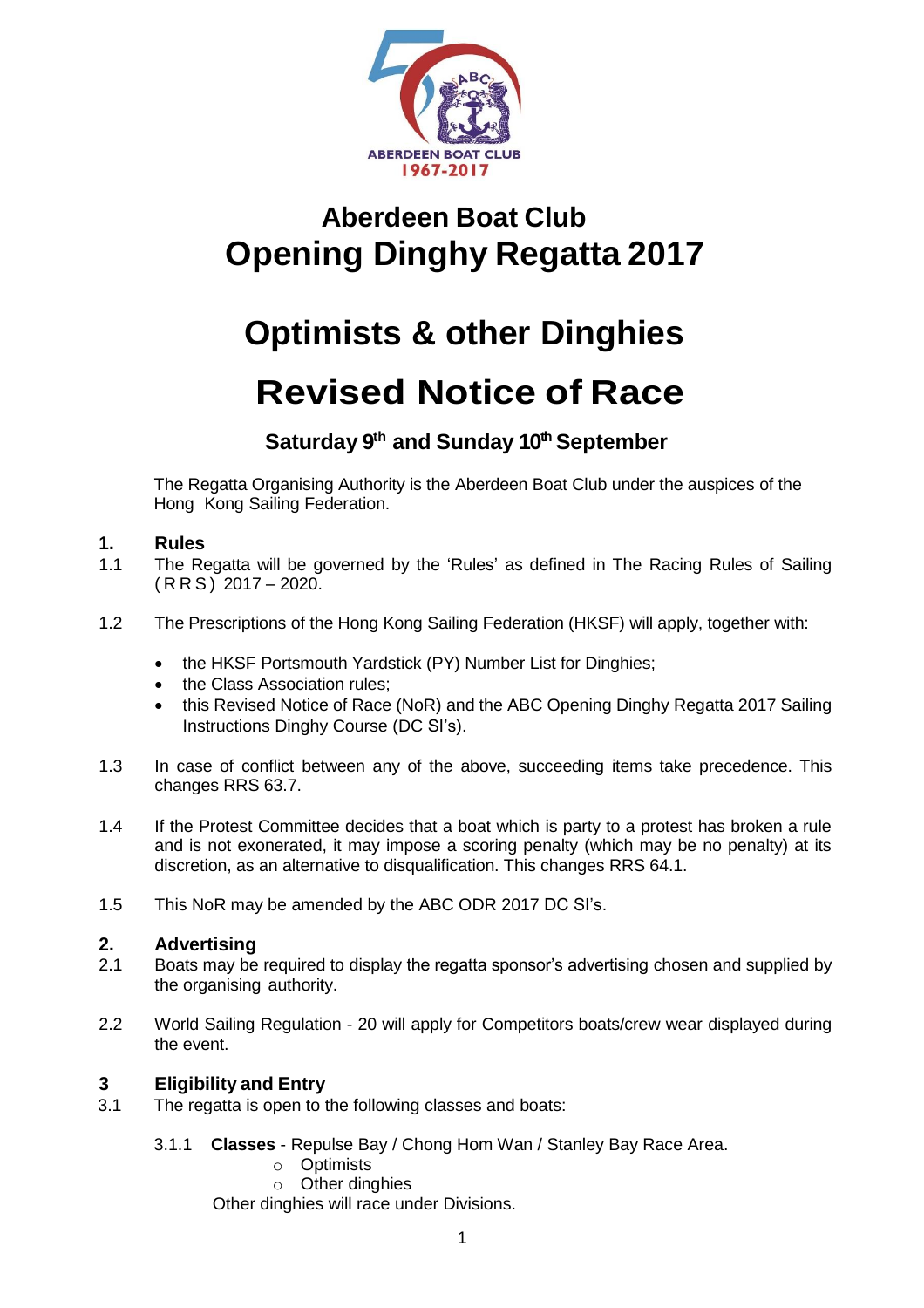# Aberdeen Boat Club
# Opening Dinghy Regatta 2017

# Optimists & other Dinghies

# Revised Notice of Race

### Saturday 9th and Sunday 10th September

The Regatta Organising Authority is the Aberdeen Boat Club under the auspices of the Hong Kong Sailing Federation.

## 1. Rules

1.1 The Regatta will be governed by the 'Rules' as defined in The Racing Rules of Sailing (RRS) 2017 – 2020.

1.2 The Prescriptions of the Hong Kong Sailing Federation (HKSF) will apply, together with:

- the HKSF Portsmouth Yardstick (PY) Number List for Dinghies;
- the Class Association rules;
- this Revised Notice of Race (NoR) and the ABC Opening Dinghy Regatta 2017 Sailing Instructions Dinghy Course (DC SI's).

1.3 In case of conflict between any of the above, succeeding items take precedence. This changes RRS 63.7.

1.4 If the Protest Committee decides that a boat which is party to a protest has broken a rule and is not exonerated, it may impose a scoring penalty (which may be no penalty) at its discretion, as an alternative to disqualification. This changes RRS 64.1.

1.5 This NoR may be amended by the ABC ODR 2017 DC SI's.

## 2. Advertising

2.1 Boats may be required to display the regatta sponsor's advertising chosen and supplied by the organising authority.

2.2 World Sailing Regulation - 20 will apply for Competitors boats/crew wear displayed during the event.

## 3 Eligibility and Entry

3.1 The regatta is open to the following classes and boats:

3.1.1 **Classes** - Repulse Bay / Chong Hom Wan / Stanley Bay Race Area.

- Optimists
- Other dinghies

Other dinghies will race under Divisions.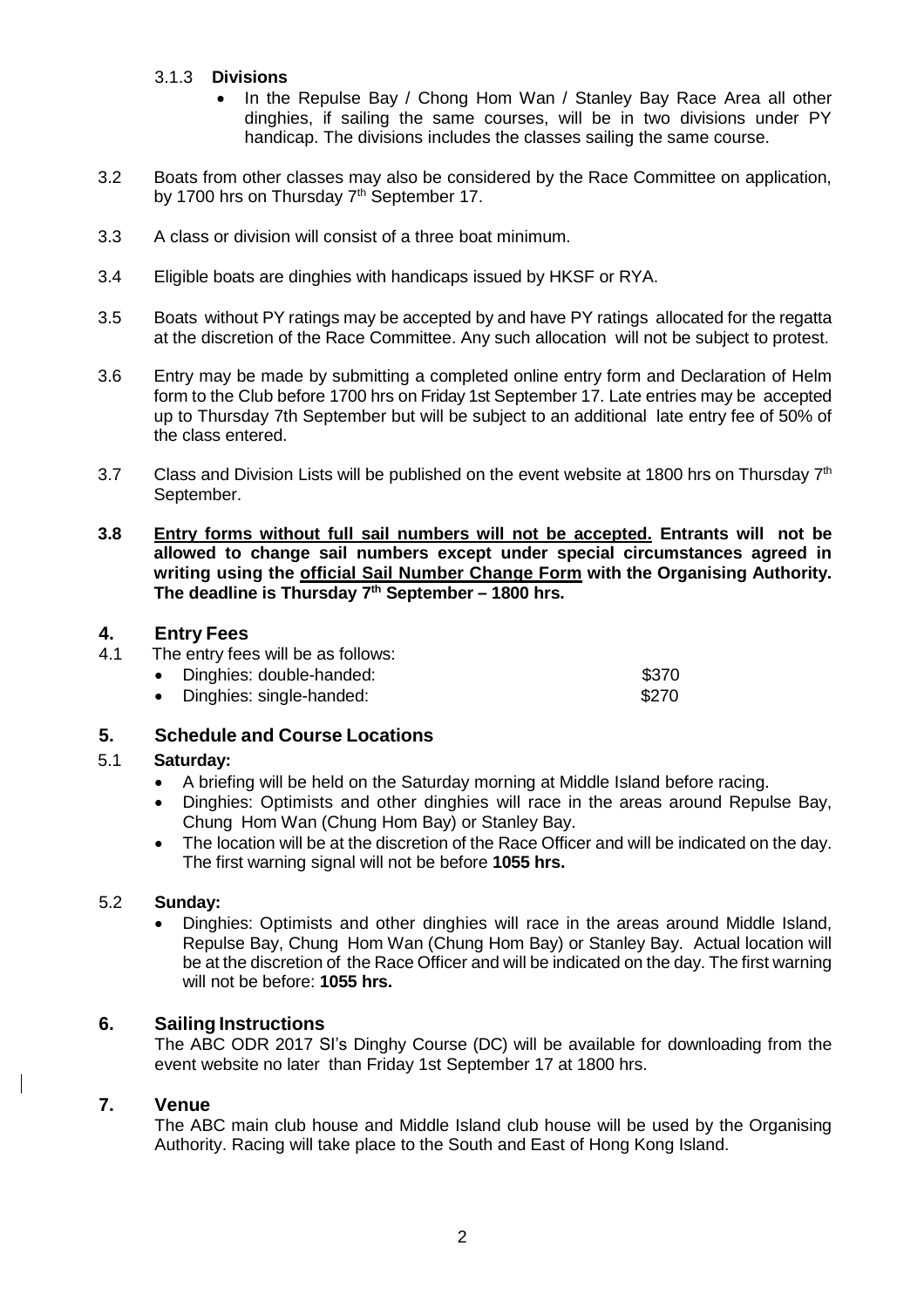3.1.3 **Divisions**

- In the Repulse Bay / Chong Hom Wan / Stanley Bay Race Area all other dinghies, if sailing the same courses, will be in two divisions under PY handicap. The divisions includes the classes sailing the same course.

3.2 Boats from other classes may also be considered by the Race Committee on application, by 1700 hrs on Thursday 7th September 17.

3.3 A class or division will consist of a three boat minimum.

3.4 Eligible boats are dinghies with handicaps issued by HKSF or RYA.

3.5 Boats without PY ratings may be accepted by and have PY ratings allocated for the regatta at the discretion of the Race Committee. Any such allocation will not be subject to protest.

3.6 Entry may be made by submitting a completed online entry form and Declaration of Helm form to the Club before 1700 hrs on Friday 1st September 17. Late entries may be accepted up to Thursday 7th September but will be subject to an additional late entry fee of 50% of the class entered.

3.7 Class and Division Lists will be published on the event website at 1800 hrs on Thursday 7th September.

**3.8 <u>Entry forms without full sail numbers will not be accepted.</u> Entrants will not be allowed to change sail numbers except under special circumstances agreed in writing using the <u>official Sail Number Change Form</u> with the Organising Authority. The deadline is Thursday 7th September – 1800 hrs.**

## 4. Entry Fees

4.1 The entry fees will be as follows:

- Dinghies: double-handed: $370
- Dinghies: single-handed: $270

## 5. Schedule and Course Locations

5.1 **Saturday:**

- A briefing will be held on the Saturday morning at Middle Island before racing.
- Dinghies: Optimists and other dinghies will race in the areas around Repulse Bay, Chung Hom Wan (Chung Hom Bay) or Stanley Bay.
- The location will be at the discretion of the Race Officer and will be indicated on the day. The first warning signal will not be before **1055 hrs.**

5.2 **Sunday:**

- Dinghies: Optimists and other dinghies will race in the areas around Middle Island, Repulse Bay, Chung Hom Wan (Chung Hom Bay) or Stanley Bay. Actual location will be at the discretion of the Race Officer and will be indicated on the day. The first warning will not be before: **1055 hrs.**

## 6. Sailing Instructions

The ABC ODR 2017 SI's Dinghy Course (DC) will be available for downloading from the event website no later than Friday 1st September 17 at 1800 hrs.

## 7. Venue

The ABC main club house and Middle Island club house will be used by the Organising Authority. Racing will take place to the South and East of Hong Kong Island.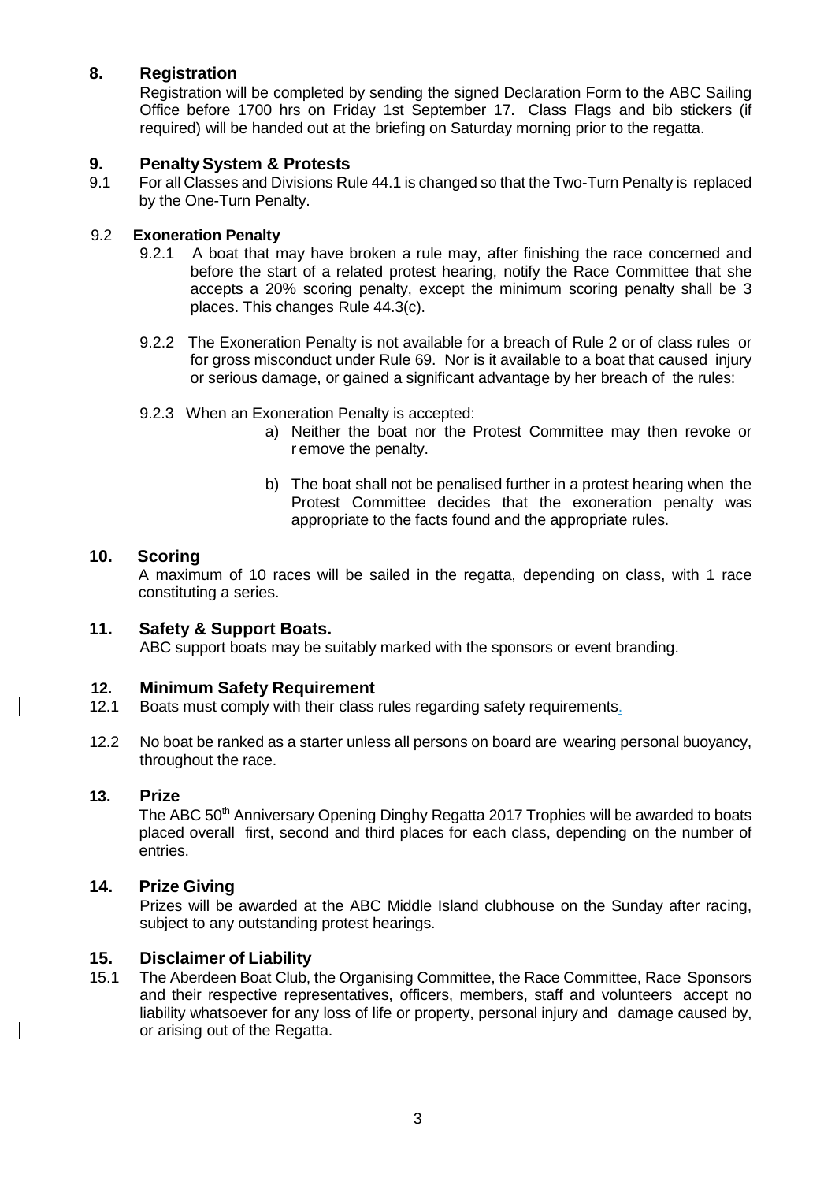## 8. Registration

Registration will be completed by sending the signed Declaration Form to the ABC Sailing Office before 1700 hrs on Friday 1st September 17. Class Flags and bib stickers (if required) will be handed out at the briefing on Saturday morning prior to the regatta.

## 9. Penalty System & Protests

9.1 For all Classes and Divisions Rule 44.1 is changed so that the Two-Turn Penalty is replaced by the One-Turn Penalty.

### 9.2 Exoneration Penalty

9.2.1 A boat that may have broken a rule may, after finishing the race concerned and before the start of a related protest hearing, notify the Race Committee that she accepts a 20% scoring penalty, except the minimum scoring penalty shall be 3 places. This changes Rule 44.3(c).

9.2.2 The Exoneration Penalty is not available for a breach of Rule 2 or of class rules or for gross misconduct under Rule 69. Nor is it available to a boat that caused injury or serious damage, or gained a significant advantage by her breach of the rules:

9.2.3 When an Exoneration Penalty is accepted:

a) Neither the boat nor the Protest Committee may then revoke or r emove the penalty.

b) The boat shall not be penalised further in a protest hearing when the Protest Committee decides that the exoneration penalty was appropriate to the facts found and the appropriate rules.

## 10. Scoring

A maximum of 10 races will be sailed in the regatta, depending on class, with 1 race constituting a series.

## 11. Safety & Support Boats.

ABC support boats may be suitably marked with the sponsors or event branding.

## 12. Minimum Safety Requirement

12.1 Boats must comply with their class rules regarding safety requirements.

12.2 No boat be ranked as a starter unless all persons on board are wearing personal buoyancy, throughout the race.

## 13. Prize

The ABC 50th Anniversary Opening Dinghy Regatta 2017 Trophies will be awarded to boats placed overall first, second and third places for each class, depending on the number of entries.

## 14. Prize Giving

Prizes will be awarded at the ABC Middle Island clubhouse on the Sunday after racing, subject to any outstanding protest hearings.

## 15. Disclaimer of Liability

15.1 The Aberdeen Boat Club, the Organising Committee, the Race Committee, Race Sponsors and their respective representatives, officers, members, staff and volunteers accept no liability whatsoever for any loss of life or property, personal injury and damage caused by, or arising out of the Regatta.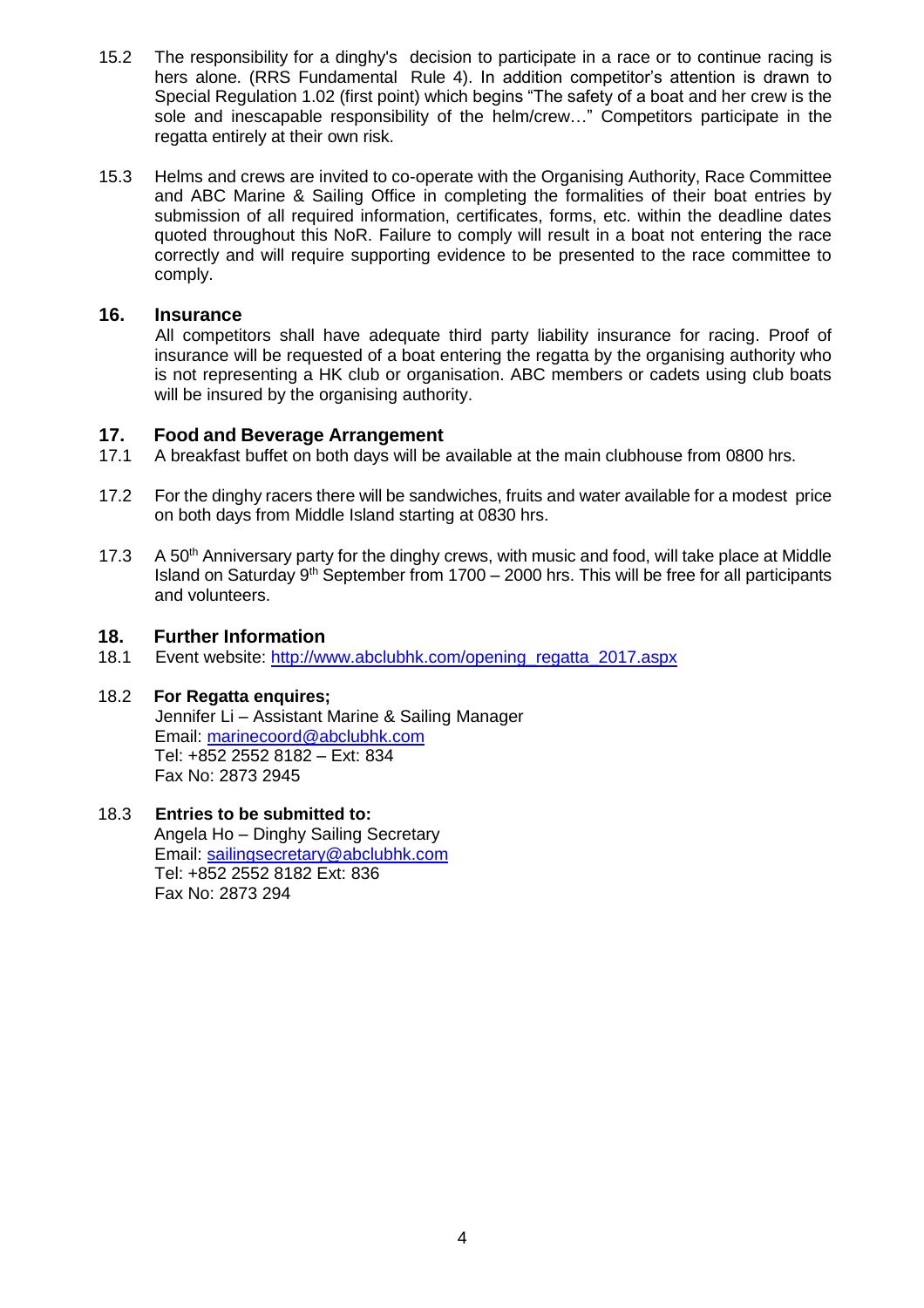15.2 The responsibility for a dinghy's decision to participate in a race or to continue racing is hers alone. (RRS Fundamental Rule 4). In addition competitor's attention is drawn to Special Regulation 1.02 (first point) which begins "The safety of a boat and her crew is the sole and inescapable responsibility of the helm/crew…" Competitors participate in the regatta entirely at their own risk.

15.3 Helms and crews are invited to co-operate with the Organising Authority, Race Committee and ABC Marine & Sailing Office in completing the formalities of their boat entries by submission of all required information, certificates, forms, etc. within the deadline dates quoted throughout this NoR. Failure to comply will result in a boat not entering the race correctly and will require supporting evidence to be presented to the race committee to comply.

## 16. Insurance

All competitors shall have adequate third party liability insurance for racing. Proof of insurance will be requested of a boat entering the regatta by the organising authority who is not representing a HK club or organisation. ABC members or cadets using club boats will be insured by the organising authority.

## 17. Food and Beverage Arrangement

17.1 A breakfast buffet on both days will be available at the main clubhouse from 0800 hrs.

17.2 For the dinghy racers there will be sandwiches, fruits and water available for a modest price on both days from Middle Island starting at 0830 hrs.

17.3 A 50th Anniversary party for the dinghy crews, with music and food, will take place at Middle Island on Saturday 9th September from 1700 – 2000 hrs. This will be free for all participants and volunteers.

## 18. Further Information

18.1 Event website: http://www.abclubhk.com/opening_regatta_2017.aspx

18.2 **For Regatta enquires;**
Jennifer Li – Assistant Marine & Sailing Manager
Email: marinecoord@abclubhk.com
Tel: +852 2552 8182 – Ext: 834
Fax No: 2873 2945

18.3 **Entries to be submitted to:**
Angela Ho – Dinghy Sailing Secretary
Email: sailingsecretary@abclubhk.com
Tel: +852 2552 8182 Ext: 836
Fax No: 2873 294